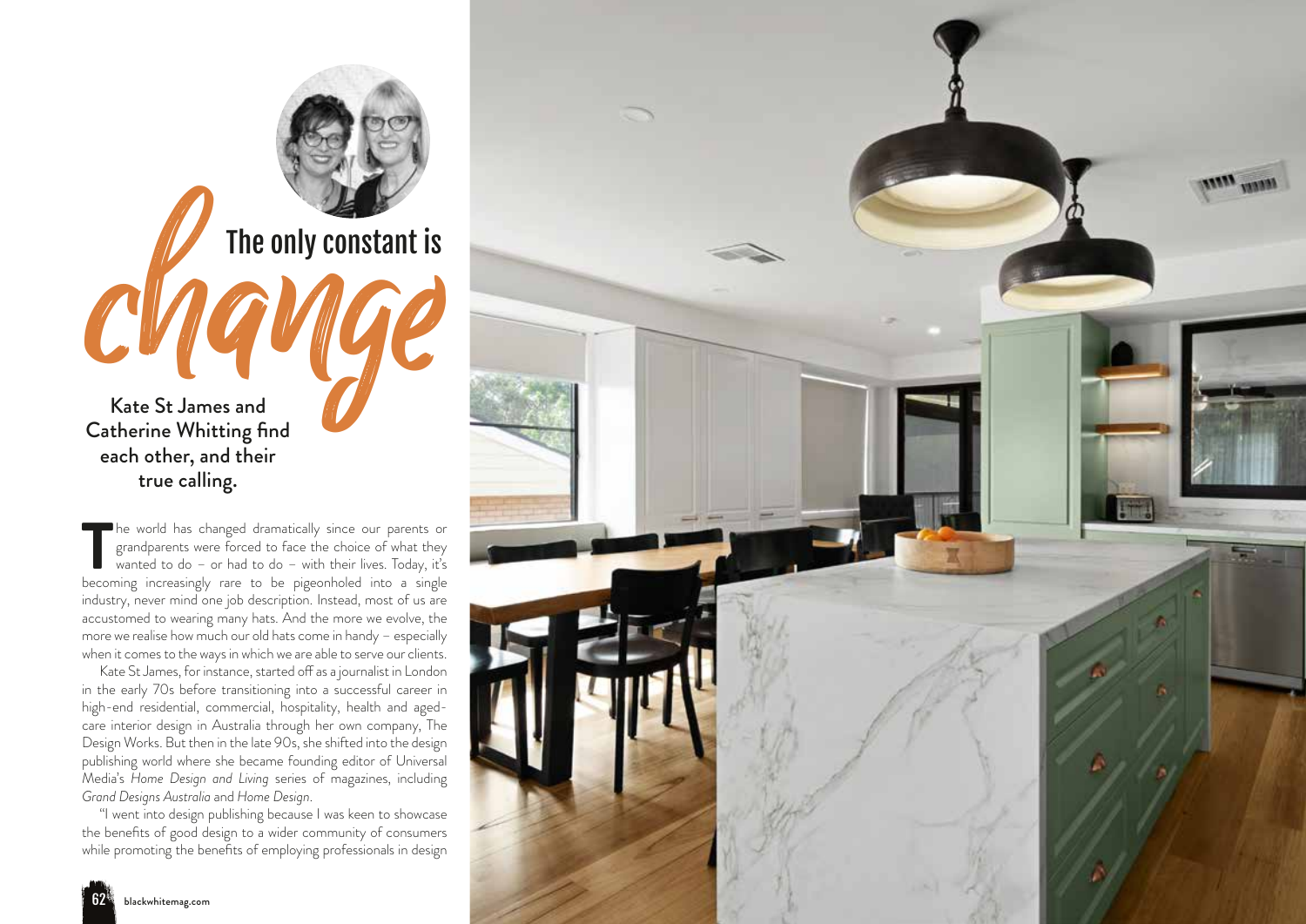# The only constant is change

**Kate St James and Catherine Whitting find each other, and their true calling.**

The world has changed dramatically since our parents or grandparents were forced to face the choice of what they wanted to do – or had to do – with their lives. Today, it's becoming increasingly rare to be pigeonholed into a single industry, never mind one job description. Instead, most of us are accustomed to wearing many hats. And the more we evolve, the more we realise how much our old hats come in handy – especially when it comes to the ways in which we are able to serve our clients.

Kate St James, for instance, started off as a journalist in London in the early 70s before transitioning into a successful career in high-end residential, commercial, hospitality, health and aged-care interior design in Australia through her own company, The Design Works. But then in the late 90s, she shifted into the design publishing world where she became founding editor of Universal Media's *Home Design and Living* series of magazines, including *Grand Designs Australia* and *Home Design*.

"I went into design publishing because I was keen to showcase the benefits of good design to a wider community of consumers while promoting the benefits of employing professionals in design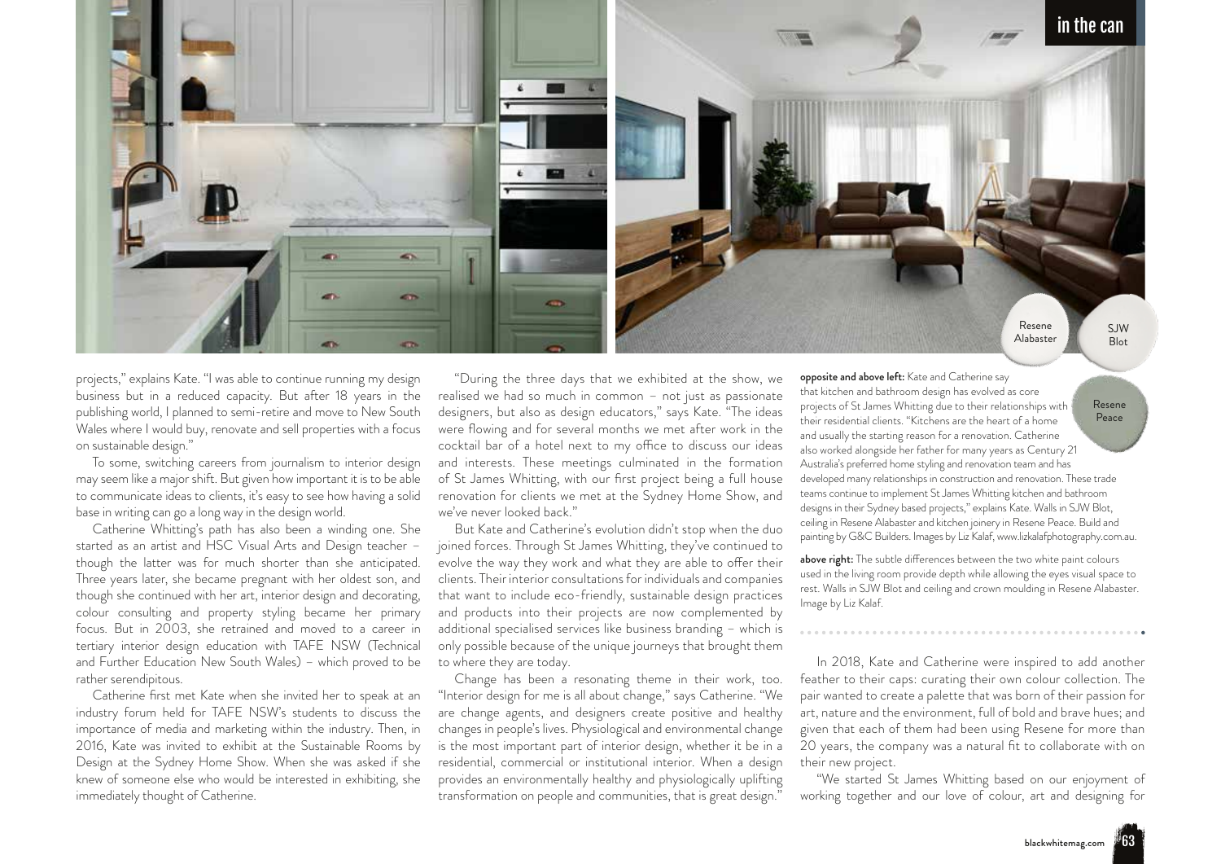projects," explains Kate. "I was able to continue running my design business but in a reduced capacity. But after 18 years in the publishing world, I planned to semi-retire and move to New South Wales where I would buy, renovate and sell properties with a focus on sustainable design."

To some, switching careers from journalism to interior design may seem like a major shift. But given how important it is to be able to communicate ideas to clients, it's easy to see how having a solid base in writing can go a long way in the design world.

Catherine Whitting's path has also been a winding one. She started as an artist and HSC Visual Arts and Design teacher – though the latter was for much shorter than she anticipated. Three years later, she became pregnant with her oldest son, and though she continued with her art, interior design and decorating, colour consulting and property styling became her primary focus. But in 2003, she retrained and moved to a career in tertiary interior design education with TAFE NSW (Technical and Further Education New South Wales) – which proved to be rather serendipitous.

Catherine first met Kate when she invited her to speak at an industry forum held for TAFE NSW's students to discuss the importance of media and marketing within the industry. Then, in 2016, Kate was invited to exhibit at the Sustainable Rooms by Design at the Sydney Home Show. When she was asked if she knew of someone else who would be interested in exhibiting, she immediately thought of Catherine.

"During the three days that we exhibited at the show, we realised we had so much in common – not just as passionate designers, but also as design educators," says Kate. "The ideas were flowing and for several months we met after work in the cocktail bar of a hotel next to my office to discuss our ideas and interests. These meetings culminated in the formation of St James Whitting, with our first project being a full house renovation for clients we met at the Sydney Home Show, and we've never looked back."

But Kate and Catherine's evolution didn't stop when the duo joined forces. Through St James Whitting, they've continued to evolve the way they work and what they are able to offer their clients. Their interior consultations for individuals and companies that want to include eco-friendly, sustainable design practices and products into their projects are now complemented by additional specialised services like business branding – which is only possible because of the unique journeys that brought them to where they are today.

Change has been a resonating theme in their work, too. "Interior design for me is all about change," says Catherine. "We are change agents, and designers create positive and healthy changes in people's lives. Physiological and environmental change is the most important part of interior design, whether it be in a residential, commercial or institutional interior. When a design provides an environmentally healthy and physiologically uplifting transformation on people and communities, that is great design."

Resene Alabaster

SJW Blot

Resene Peace

**opposite and above left:** Kate and Catherine say that kitchen and bathroom design has evolved as core projects of St James Whitting due to their relationships with their residential clients. "Kitchens are the heart of a home and usually the starting reason for a renovation. Catherine also worked alongside her father for many years as Century 21 Australia's preferred home styling and renovation team and has developed many relationships in construction and renovation. These trade teams continue to implement St James Whitting kitchen and bathroom designs in their Sydney based projects," explains Kate. Walls in SJW Blot, ceiling in Resene Alabaster and kitchen joinery in Resene Peace. Build and painting by G&C Builders. Images by Liz Kalaf, www.lizkalafphotography.com.au.

**above right:** The subtle differences between the two white paint colours used in the living room provide depth while allowing the eyes visual space to rest. Walls in SJW Blot and ceiling and crown moulding in Resene Alabaster. Image by Liz Kalaf.

In 2018, Kate and Catherine were inspired to add another feather to their caps: curating their own colour collection. The pair wanted to create a palette that was born of their passion for art, nature and the environment, full of bold and brave hues; and given that each of them had been using Resene for more than 20 years, the company was a natural fit to collaborate with on their new project.

"We started St James Whitting based on our enjoyment of working together and our love of colour, art and designing for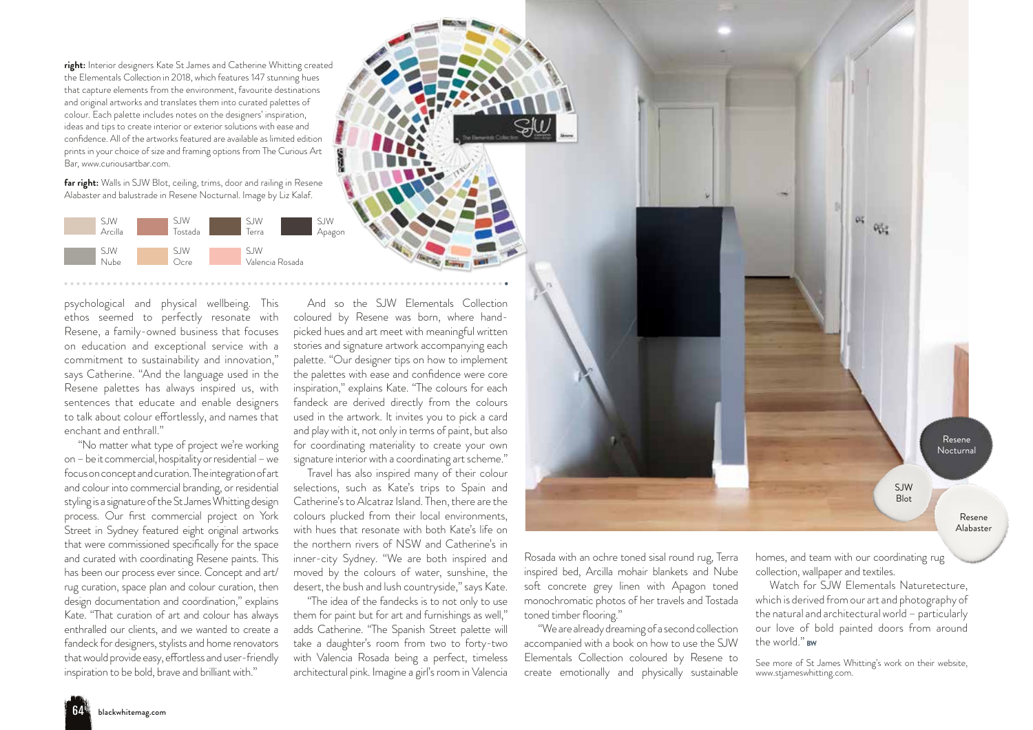**right:** Interior designers Kate St James and Catherine Whitting created the Elementals Collection in 2018, which features 147 stunning hues that capture elements from the environment, favourite destinations and original artworks and translates them into curated palettes of colour. Each palette includes notes on the designers' inspiration, ideas and tips to create interior or exterior solutions with ease and confidence. All of the artworks featured are available as limited edition prints in your choice of size and framing options from The Curious Art Bar, www.curiousartbar.com.

**far right:** Walls in SJW Blot, ceiling, trims, door and railing in Resene Alabaster and balustrade in Resene Nocturnal. Image by Liz Kalaf.

SJW Arcilla
SJW Tostada
SJW Terra
SJW Apagon
SJW Nube
SJW Ocre
SJW Valencia Rosada

psychological and physical wellbeing. This ethos seemed to perfectly resonate with Resene, a family-owned business that focuses on education and exceptional service with a commitment to sustainability and innovation," says Catherine. "And the language used in the Resene palettes has always inspired us, with sentences that educate and enable designers to talk about colour effortlessly, and names that enchant and enthrall."

"No matter what type of project we're working on – be it commercial, hospitality or residential – we focus on concept and curation. The integration of art and colour into commercial branding, or residential styling is a signature of the St James Whitting design process. Our first commercial project on York Street in Sydney featured eight original artworks that were commissioned specifically for the space and curated with coordinating Resene paints. This has been our process ever since. Concept and art/rug curation, space plan and colour curation, then design documentation and coordination," explains Kate. "That curation of art and colour has always enthralled our clients, and we wanted to create a fandeck for designers, stylists and home renovators that would provide easy, effortless and user-friendly inspiration to be bold, brave and brilliant with."

And so the SJW Elementals Collection coloured by Resene was born, where hand-picked hues and art meet with meaningful written stories and signature artwork accompanying each palette. "Our designer tips on how to implement the palettes with ease and confidence were core inspiration," explains Kate. "The colours for each fandeck are derived directly from the colours used in the artwork. It invites you to pick a card and play with it, not only in terms of paint, but also for coordinating materiality to create your own signature interior with a coordinating art scheme."

Travel has also inspired many of their colour selections, such as Kate's trips to Spain and Catherine's to Alcatraz Island. Then, there are the colours plucked from their local environments, with hues that resonate with both Kate's life on the northern rivers of NSW and Catherine's in inner-city Sydney. "We are both inspired and moved by the colours of water, sunshine, the desert, the bush and lush countryside," says Kate.

"The idea of the fandecks is to not only to use them for paint but for art and furnishings as well," adds Catherine. "The Spanish Street palette will take a daughter's room from two to forty-two with Valencia Rosada being a perfect, timeless architectural pink. Imagine a girl's room in Valencia Rosada with an ochre toned sisal round rug, Terra inspired bed, Arcilla mohair blankets and Nube soft concrete grey linen with Apagon toned monochromatic photos of her travels and Tostada toned timber flooring."

"We are already dreaming of a second collection accompanied with a book on how to use the SJW Elementals Collection coloured by Resene to create emotionally and physically sustainable homes, and team with our coordinating rug collection, wallpaper and textiles.

Watch for SJW Elementals Naturetecture, which is derived from our art and photography of the natural and architectural world – particularly our love of bold painted doors from around the world." BW

See more of St James Whitting's work on their website, www.stjameswhitting.com.

Resene Nocturnal
SJW Blot
Resene Alabaster